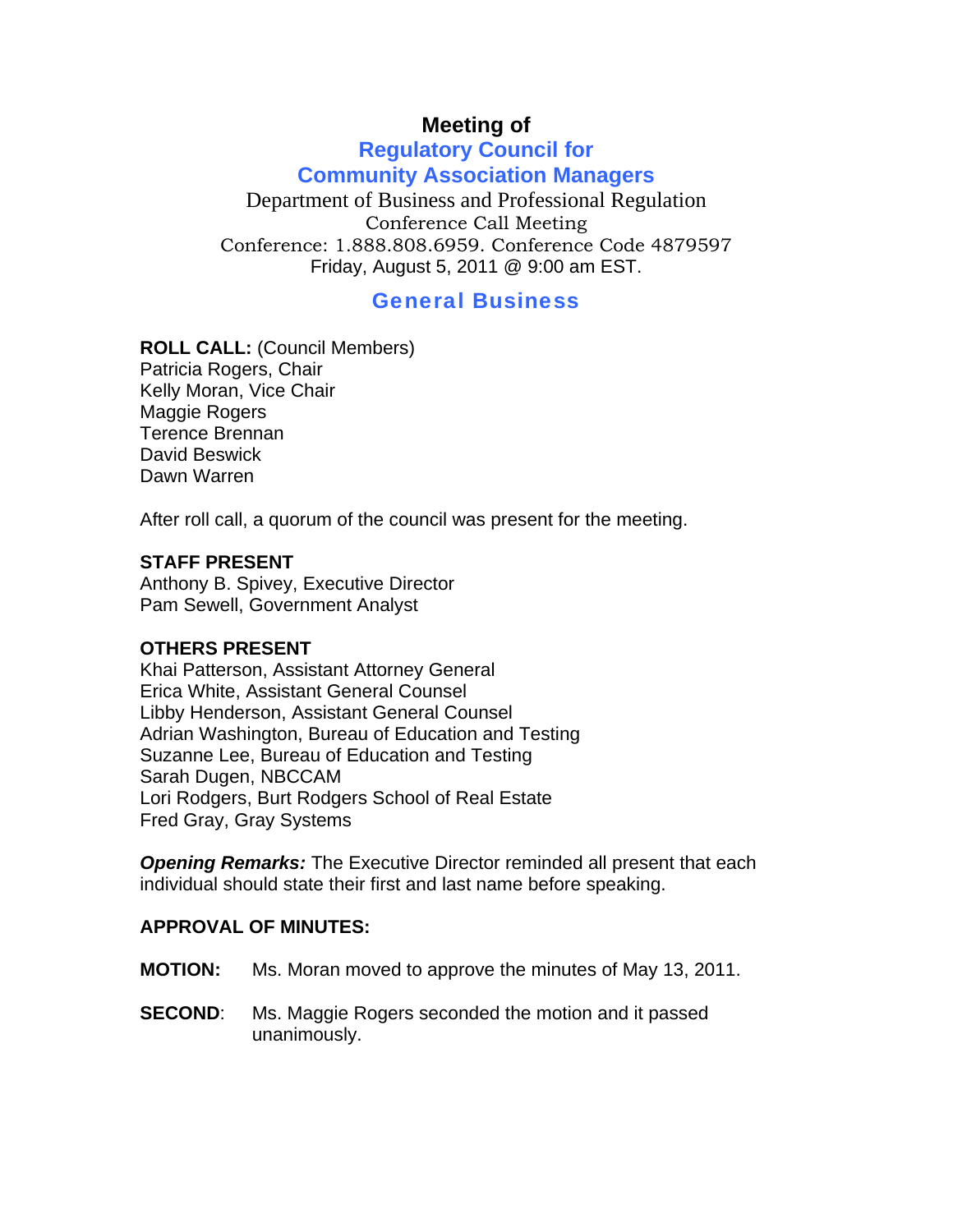# Meeting of

## Regulatory Council for Community Association Managers

Department of Business and Professional Regulation
Conference Call Meeting
Conference: 1.888.808.6959. Conference Code 4879597
Friday, August 5, 2011 @ 9:00 am EST.

## General Business

**ROLL CALL:** (Council Members)
Patricia Rogers, Chair
Kelly Moran, Vice Chair
Maggie Rogers
Terence Brennan
David Beswick
Dawn Warren

After roll call, a quorum of the council was present for the meeting.

**STAFF PRESENT**
Anthony B. Spivey, Executive Director
Pam Sewell, Government Analyst

**OTHERS PRESENT**
Khai Patterson, Assistant Attorney General
Erica White, Assistant General Counsel
Libby Henderson, Assistant General Counsel
Adrian Washington, Bureau of Education and Testing
Suzanne Lee, Bureau of Education and Testing
Sarah Dugen, NBCCAM
Lori Rodgers, Burt Rodgers School of Real Estate
Fred Gray, Gray Systems

***Opening Remarks:*** The Executive Director reminded all present that each individual should state their first and last name before speaking.

**APPROVAL OF MINUTES:**

**MOTION:** Ms. Moran moved to approve the minutes of May 13, 2011.

**SECOND**: Ms. Maggie Rogers seconded the motion and it passed unanimously.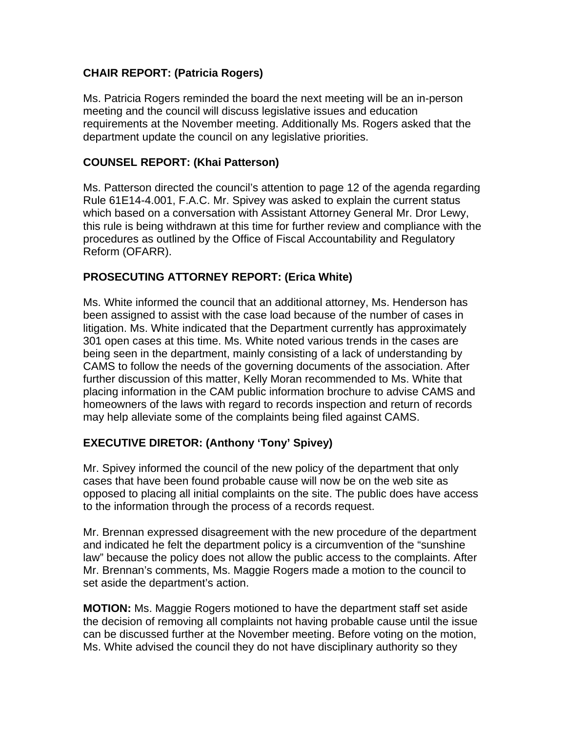**CHAIR REPORT: (Patricia Rogers)**

Ms. Patricia Rogers reminded the board the next meeting will be an in-person meeting and the council will discuss legislative issues and education requirements at the November meeting. Additionally Ms. Rogers asked that the department update the council on any legislative priorities.

**COUNSEL REPORT: (Khai Patterson)**

Ms. Patterson directed the council's attention to page 12 of the agenda regarding Rule 61E14-4.001, F.A.C. Mr. Spivey was asked to explain the current status which based on a conversation with Assistant Attorney General Mr. Dror Lewy, this rule is being withdrawn at this time for further review and compliance with the procedures as outlined by the Office of Fiscal Accountability and Regulatory Reform (OFARR).

**PROSECUTING ATTORNEY REPORT: (Erica White)**

Ms. White informed the council that an additional attorney, Ms. Henderson has been assigned to assist with the case load because of the number of cases in litigation. Ms. White indicated that the Department currently has approximately 301 open cases at this time. Ms. White noted various trends in the cases are being seen in the department, mainly consisting of a lack of understanding by CAMS to follow the needs of the governing documents of the association. After further discussion of this matter, Kelly Moran recommended to Ms. White that placing information in the CAM public information brochure to advise CAMS and homeowners of the laws with regard to records inspection and return of records may help alleviate some of the complaints being filed against CAMS.

**EXECUTIVE DIRETOR: (Anthony 'Tony' Spivey)**

Mr. Spivey informed the council of the new policy of the department that only cases that have been found probable cause will now be on the web site as opposed to placing all initial complaints on the site. The public does have access to the information through the process of a records request.

Mr. Brennan expressed disagreement with the new procedure of the department and indicated he felt the department policy is a circumvention of the "sunshine law" because the policy does not allow the public access to the complaints. After Mr. Brennan's comments, Ms. Maggie Rogers made a motion to the council to set aside the department's action.

**MOTION:** Ms. Maggie Rogers motioned to have the department staff set aside the decision of removing all complaints not having probable cause until the issue can be discussed further at the November meeting. Before voting on the motion, Ms. White advised the council they do not have disciplinary authority so they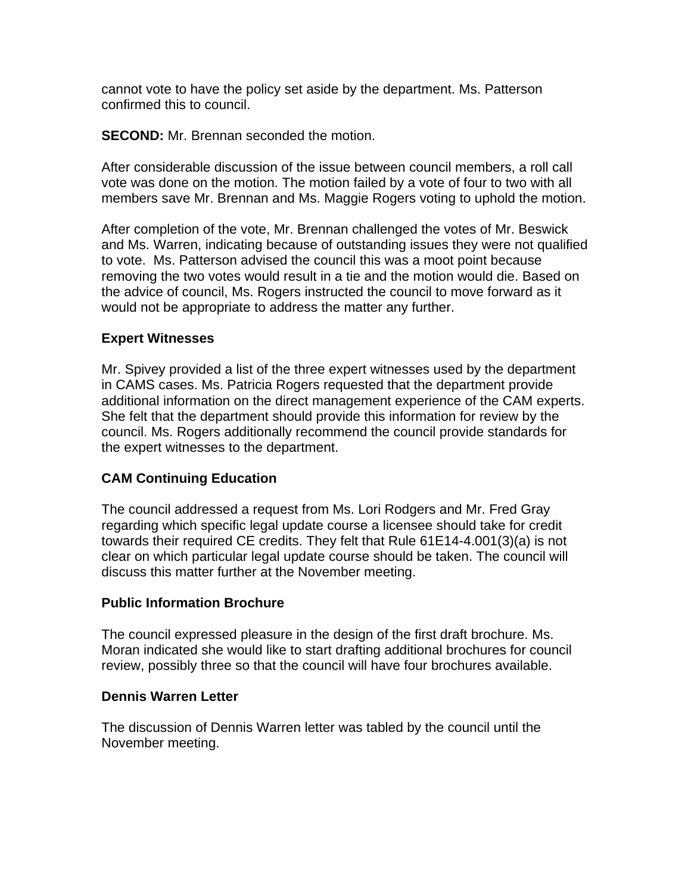cannot vote to have the policy set aside by the department. Ms. Patterson confirmed this to council.

**SECOND:** Mr. Brennan seconded the motion.

After considerable discussion of the issue between council members, a roll call vote was done on the motion. The motion failed by a vote of four to two with all members save Mr. Brennan and Ms. Maggie Rogers voting to uphold the motion.

After completion of the vote, Mr. Brennan challenged the votes of Mr. Beswick and Ms. Warren, indicating because of outstanding issues they were not qualified to vote.  Ms. Patterson advised the council this was a moot point because removing the two votes would result in a tie and the motion would die. Based on the advice of council, Ms. Rogers instructed the council to move forward as it would not be appropriate to address the matter any further.

**Expert Witnesses**

Mr. Spivey provided a list of the three expert witnesses used by the department in CAMS cases. Ms. Patricia Rogers requested that the department provide additional information on the direct management experience of the CAM experts. She felt that the department should provide this information for review by the council. Ms. Rogers additionally recommend the council provide standards for the expert witnesses to the department.

**CAM Continuing Education**

The council addressed a request from Ms. Lori Rodgers and Mr. Fred Gray regarding which specific legal update course a licensee should take for credit towards their required CE credits. They felt that Rule 61E14-4.001(3)(a) is not clear on which particular legal update course should be taken. The council will discuss this matter further at the November meeting.

**Public Information Brochure**

The council expressed pleasure in the design of the first draft brochure. Ms. Moran indicated she would like to start drafting additional brochures for council review, possibly three so that the council will have four brochures available.

**Dennis Warren Letter**

The discussion of Dennis Warren letter was tabled by the council until the November meeting.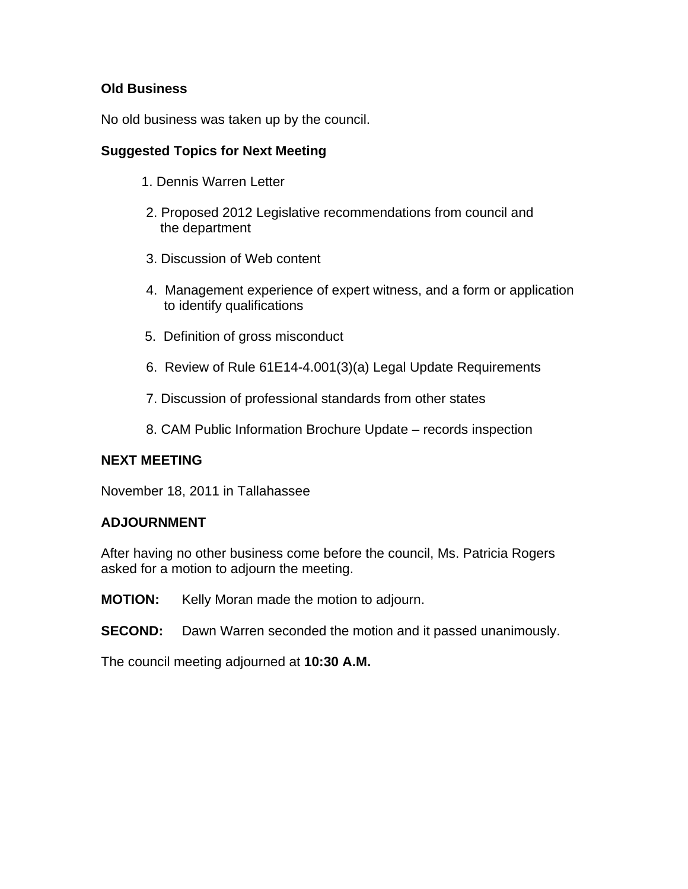**Old Business**

No old business was taken up by the council.

**Suggested Topics for Next Meeting**

1. Dennis Warren Letter
2. Proposed 2012 Legislative recommendations from council and the department
3. Discussion of Web content
4. Management experience of expert witness, and a form or application to identify qualifications
5. Definition of gross misconduct
6. Review of Rule 61E14-4.001(3)(a) Legal Update Requirements
7. Discussion of professional standards from other states
8. CAM Public Information Brochure Update – records inspection

**NEXT MEETING**

November 18, 2011 in Tallahassee

**ADJOURNMENT**

After having no other business come before the council, Ms. Patricia Rogers asked for a motion to adjourn the meeting.

**MOTION:** Kelly Moran made the motion to adjourn.

**SECOND:** Dawn Warren seconded the motion and it passed unanimously.

The council meeting adjourned at **10:30 A.M.**